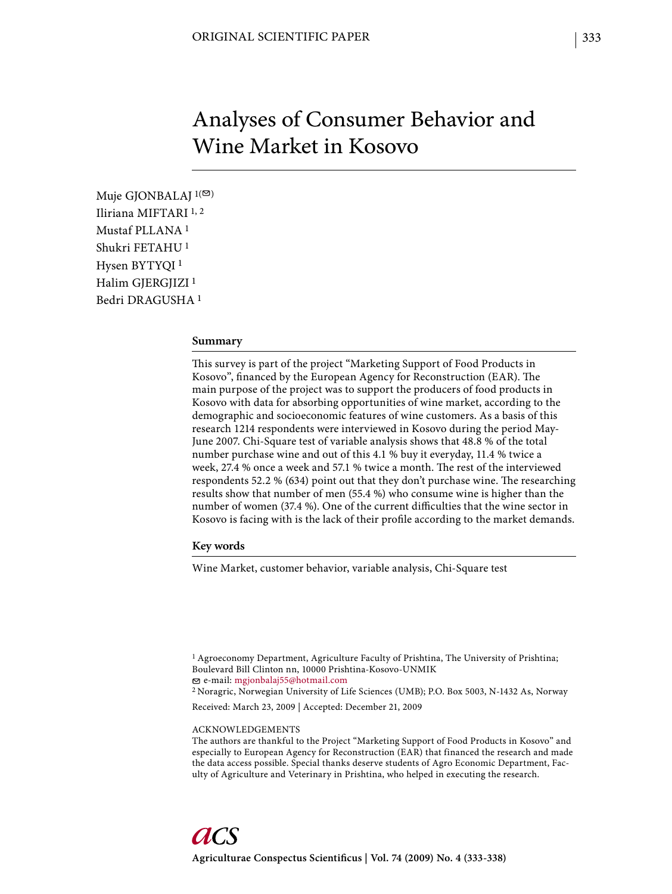# Analyses of Consumer Behavior and Wine Market in Kosovo

Muje GJONBALAJ [1(✉)]
Iliriana MIFTARI [1, 2]
Mustaf PLLANA [1]
Shukri FETAHU [1]
Hysen BYTYQI [1]
Halim GJERGJIZI [1]
Bedri DRAGUSHA [1]

## Summary

This survey is part of the project "Marketing Support of Food Products in Kosovo", financed by the European Agency for Reconstruction (EAR). The main purpose of the project was to support the producers of food products in Kosovo with data for absorbing opportunities of wine market, according to the demographic and socioeconomic features of wine customers. As a basis of this research 1214 respondents were interviewed in Kosovo during the period May-June 2007. Chi-Square test of variable analysis shows that 48.8 % of the total number purchase wine and out of this 4.1 % buy it everyday, 11.4 % twice a week, 27.4 % once a week and 57.1 % twice a month. The rest of the interviewed respondents 52.2 % (634) point out that they don't purchase wine. The researching results show that number of men (55.4 %) who consume wine is higher than the number of women (37.4 %). One of the current difficulties that the wine sector in Kosovo is facing with is the lack of their profile according to the market demands.

## Key words

Wine Market, customer behavior, variable analysis, Chi-Square test

[1] Agroeconomy Department, Agriculture Faculty of Prishtina, The University of Prishtina; Boulevard Bill Clinton nn, 10000 Prishtina-Kosovo-UNMIK
✉ e-mail: mgjonbalaj55@hotmail.com
[2] Noragric, Norwegian University of Life Sciences (UMB); P.O. Box 5003, N-1432 As, Norway

Received: March 23, 2009 | Accepted: December 21, 2009

ACKNOWLEDGEMENTS
The authors are thankful to the Project "Marketing Support of Food Products in Kosovo" and especially to European Agency for Reconstruction (EAR) that financed the research and made the data access possible. Special thanks deserve students of Agro Economic Department, Faculty of Agriculture and Veterinary in Prishtina, who helped in executing the research.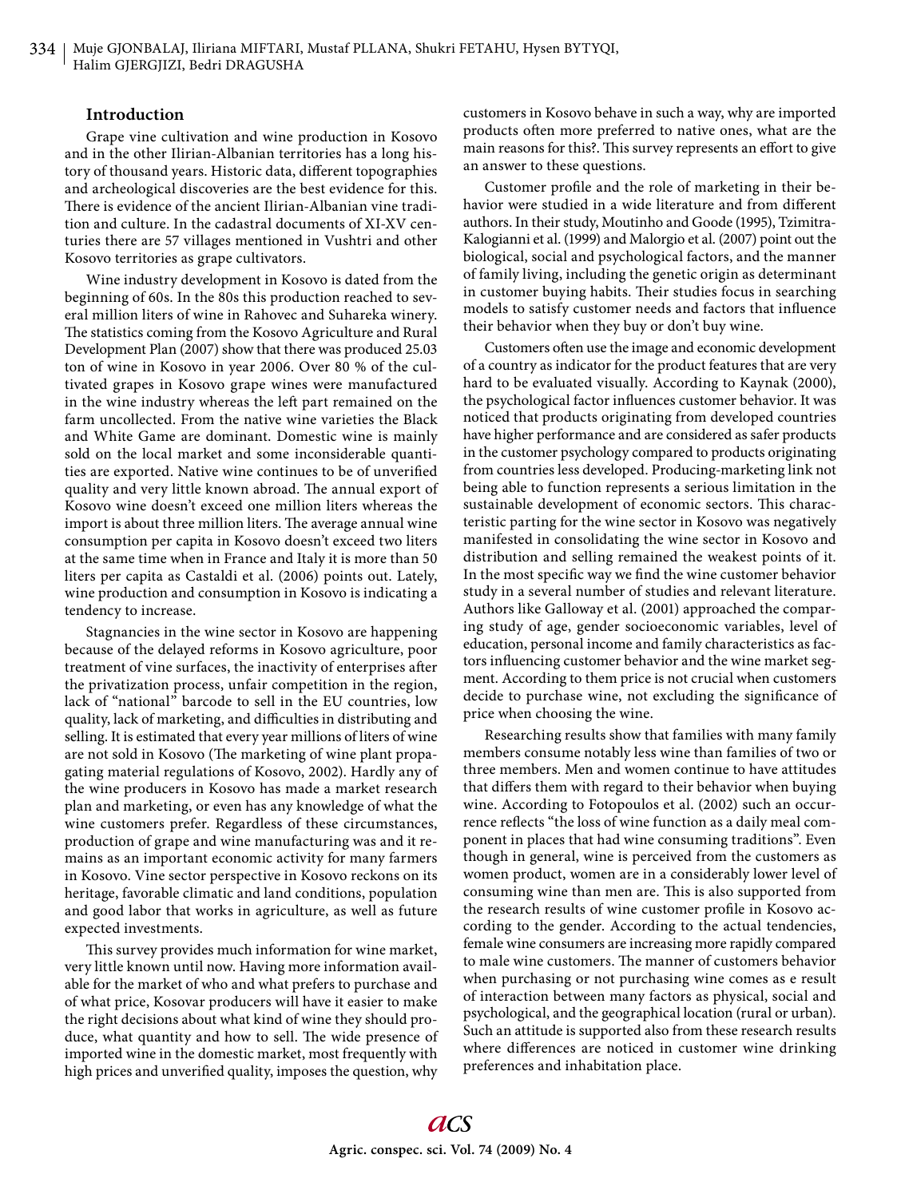## Introduction

Grape vine cultivation and wine production in Kosovo and in the other Ilirian-Albanian territories has a long history of thousand years. Historic data, different topographies and archeological discoveries are the best evidence for this. There is evidence of the ancient Ilirian-Albanian vine tradition and culture. In the cadastral documents of XI-XV centuries there are 57 villages mentioned in Vushtri and other Kosovo territories as grape cultivators.

Wine industry development in Kosovo is dated from the beginning of 60s. In the 80s this production reached to several million liters of wine in Rahovec and Suhareka winery. The statistics coming from the Kosovo Agriculture and Rural Development Plan (2007) show that there was produced 25.03 ton of wine in Kosovo in year 2006. Over 80 % of the cultivated grapes in Kosovo grape wines were manufactured in the wine industry whereas the left part remained on the farm uncollected. From the native wine varieties the Black and White Game are dominant. Domestic wine is mainly sold on the local market and some inconsiderable quantities are exported. Native wine continues to be of unverified quality and very little known abroad. The annual export of Kosovo wine doesn't exceed one million liters whereas the import is about three million liters. The average annual wine consumption per capita in Kosovo doesn't exceed two liters at the same time when in France and Italy it is more than 50 liters per capita as Castaldi et al. (2006) points out. Lately, wine production and consumption in Kosovo is indicating a tendency to increase.

Stagnancies in the wine sector in Kosovo are happening because of the delayed reforms in Kosovo agriculture, poor treatment of vine surfaces, the inactivity of enterprises after the privatization process, unfair competition in the region, lack of "national" barcode to sell in the EU countries, low quality, lack of marketing, and difficulties in distributing and selling. It is estimated that every year millions of liters of wine are not sold in Kosovo (The marketing of wine plant propagating material regulations of Kosovo, 2002). Hardly any of the wine producers in Kosovo has made a market research plan and marketing, or even has any knowledge of what the wine customers prefer. Regardless of these circumstances, production of grape and wine manufacturing was and it remains as an important economic activity for many farmers in Kosovo. Vine sector perspective in Kosovo reckons on its heritage, favorable climatic and land conditions, population and good labor that works in agriculture, as well as future expected investments.

This survey provides much information for wine market, very little known until now. Having more information available for the market of who and what prefers to purchase and of what price, Kosovar producers will have it easier to make the right decisions about what kind of wine they should produce, what quantity and how to sell. The wide presence of imported wine in the domestic market, most frequently with high prices and unverified quality, imposes the question, why customers in Kosovo behave in such a way, why are imported products often more preferred to native ones, what are the main reasons for this?. This survey represents an effort to give an answer to these questions.

Customer profile and the role of marketing in their behavior were studied in a wide literature and from different authors. In their study, Moutinho and Goode (1995), Tzimitra-Kalogianni et al. (1999) and Malorgio et al. (2007) point out the biological, social and psychological factors, and the manner of family living, including the genetic origin as determinant in customer buying habits. Their studies focus in searching models to satisfy customer needs and factors that influence their behavior when they buy or don't buy wine.

Customers often use the image and economic development of a country as indicator for the product features that are very hard to be evaluated visually. According to Kaynak (2000), the psychological factor influences customer behavior. It was noticed that products originating from developed countries have higher performance and are considered as safer products in the customer psychology compared to products originating from countries less developed. Producing-marketing link not being able to function represents a serious limitation in the sustainable development of economic sectors. This characteristic parting for the wine sector in Kosovo was negatively manifested in consolidating the wine sector in Kosovo and distribution and selling remained the weakest points of it. In the most specific way we find the wine customer behavior study in a several number of studies and relevant literature. Authors like Galloway et al. (2001) approached the comparing study of age, gender socioeconomic variables, level of education, personal income and family characteristics as factors influencing customer behavior and the wine market segment. According to them price is not crucial when customers decide to purchase wine, not excluding the significance of price when choosing the wine.

Researching results show that families with many family members consume notably less wine than families of two or three members. Men and women continue to have attitudes that differs them with regard to their behavior when buying wine. According to Fotopoulos et al. (2002) such an occurrence reflects "the loss of wine function as a daily meal component in places that had wine consuming traditions". Even though in general, wine is perceived from the customers as women product, women are in a considerably lower level of consuming wine than men are. This is also supported from the research results of wine customer profile in Kosovo according to the gender. According to the actual tendencies, female wine consumers are increasing more rapidly compared to male wine customers. The manner of customers behavior when purchasing or not purchasing wine comes as e result of interaction between many factors as physical, social and psychological, and the geographical location (rural or urban). Such an attitude is supported also from these research results where differences are noticed in customer wine drinking preferences and inhabitation place.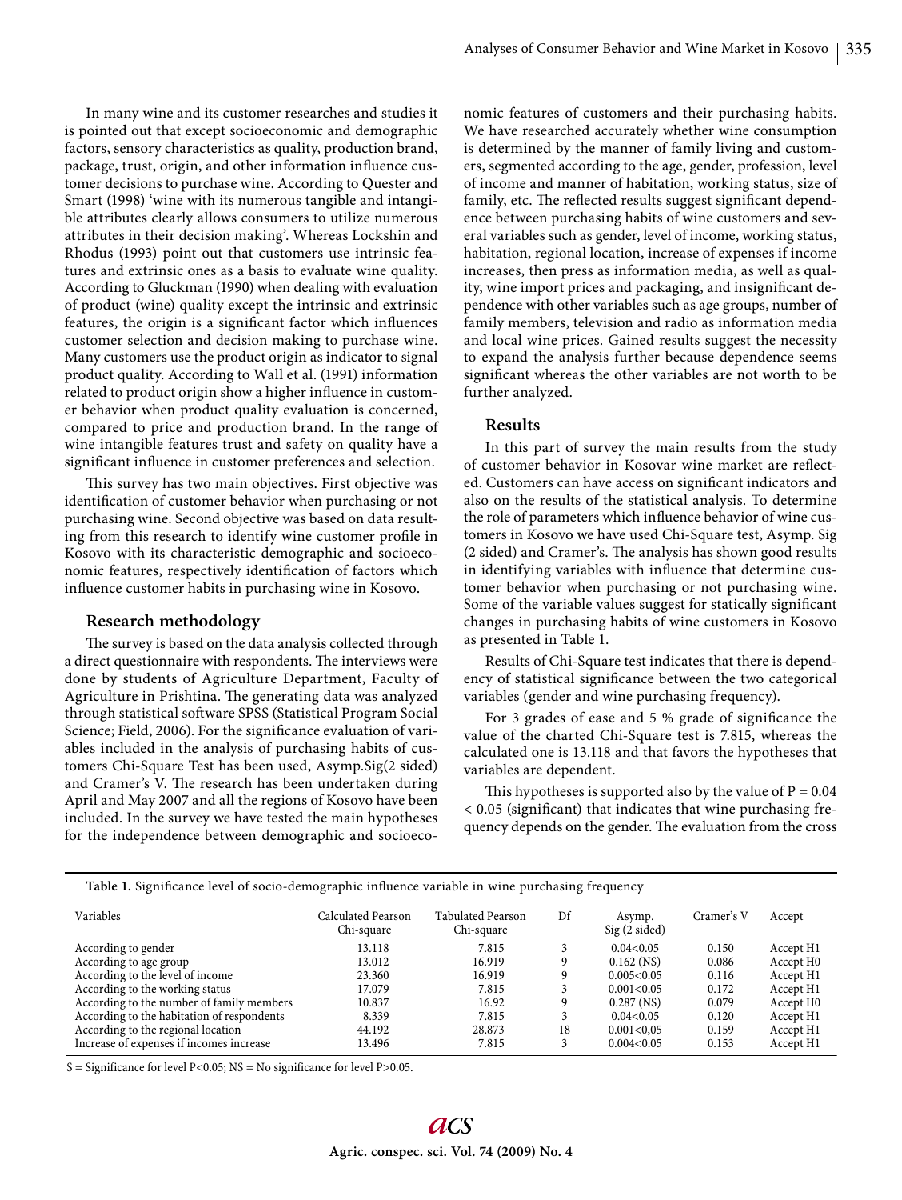In many wine and its customer researches and studies it is pointed out that except socioeconomic and demographic factors, sensory characteristics as quality, production brand, package, trust, origin, and other information influence customer decisions to purchase wine. According to Quester and Smart (1998) 'wine with its numerous tangible and intangible attributes clearly allows consumers to utilize numerous attributes in their decision making'. Whereas Lockshin and Rhodus (1993) point out that customers use intrinsic features and extrinsic ones as a basis to evaluate wine quality. According to Gluckman (1990) when dealing with evaluation of product (wine) quality except the intrinsic and extrinsic features, the origin is a significant factor which influences customer selection and decision making to purchase wine. Many customers use the product origin as indicator to signal product quality. According to Wall et al. (1991) information related to product origin show a higher influence in customer behavior when product quality evaluation is concerned, compared to price and production brand. In the range of wine intangible features trust and safety on quality have a significant influence in customer preferences and selection.

This survey has two main objectives. First objective was identification of customer behavior when purchasing or not purchasing wine. Second objective was based on data resulting from this research to identify wine customer profile in Kosovo with its characteristic demographic and socioeconomic features, respectively identification of factors which influence customer habits in purchasing wine in Kosovo.

## Research methodology

The survey is based on the data analysis collected through a direct questionnaire with respondents. The interviews were done by students of Agriculture Department, Faculty of Agriculture in Prishtina. The generating data was analyzed through statistical software SPSS (Statistical Program Social Science; Field, 2006). For the significance evaluation of variables included in the analysis of purchasing habits of customers Chi-Square Test has been used, Asymp.Sig(2 sided) and Cramer's V. The research has been undertaken during April and May 2007 and all the regions of Kosovo have been included. In the survey we have tested the main hypotheses for the independence between demographic and socioeconomic features of customers and their purchasing habits. We have researched accurately whether wine consumption is determined by the manner of family living and customers, segmented according to the age, gender, profession, level of income and manner of habitation, working status, size of family, etc. The reflected results suggest significant dependence between purchasing habits of wine customers and several variables such as gender, level of income, working status, habitation, regional location, increase of expenses if income increases, then press as information media, as well as quality, wine import prices and packaging, and insignificant dependence with other variables such as age groups, number of family members, television and radio as information media and local wine prices. Gained results suggest the necessity to expand the analysis further because dependence seems significant whereas the other variables are not worth to be further analyzed.

## Results

In this part of survey the main results from the study of customer behavior in Kosovar wine market are reflected. Customers can have access on significant indicators and also on the results of the statistical analysis. To determine the role of parameters which influence behavior of wine customers in Kosovo we have used Chi-Square test, Asymp. Sig (2 sided) and Cramer's. The analysis has shown good results in identifying variables with influence that determine customer behavior when purchasing or not purchasing wine. Some of the variable values suggest for statically significant changes in purchasing habits of wine customers in Kosovo as presented in Table 1.

Results of Chi-Square test indicates that there is dependency of statistical significance between the two categorical variables (gender and wine purchasing frequency).

For 3 grades of ease and 5 % grade of significance the value of the charted Chi-Square test is 7.815, whereas the calculated one is 13.118 and that favors the hypotheses that variables are dependent.

This hypotheses is supported also by the value of $P = 0.04 < 0.05$ (significant) that indicates that wine purchasing frequency depends on the gender. The evaluation from the cross

**Table 1.** Significance level of socio-demographic influence variable in wine purchasing frequency

| Variables | Calculated Pearson Chi-square | Tabulated Pearson Chi-square | Df | Asymp. Sig (2 sided) | Cramer's V | Accept |
|---|---|---|---|---|---|---|
| According to gender | 13.118 | 7.815 | 3 | 0.04<0.05 | 0.150 | Accept H1 |
| According to age group | 13.012 | 16.919 | 9 | 0.162 (NS) | 0.086 | Accept H0 |
| According to the level of income | 23.360 | 16.919 | 9 | 0.005<0.05 | 0.116 | Accept H1 |
| According to the working status | 17.079 | 7.815 | 3 | 0.001<0.05 | 0.172 | Accept H1 |
| According to the number of family members | 10.837 | 16.92 | 9 | 0.287 (NS) | 0.079 | Accept H0 |
| According to the habitation of respondents | 8.339 | 7.815 | 3 | 0.04<0.05 | 0.120 | Accept H1 |
| According to the regional location | 44.192 | 28.873 | 18 | 0.001<0,05 | 0.159 | Accept H1 |
| Increase of expenses if incomes increase | 13.496 | 7.815 | 3 | 0.004<0.05 | 0.153 | Accept H1 |

S = Significance for level P<0.05; NS = No significance for level P>0.05.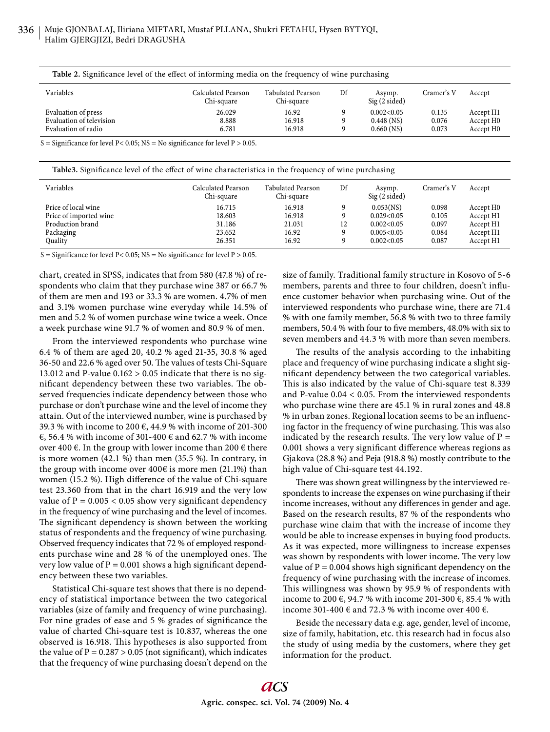**Table 2.** Significance level of the effect of informing media on the frequency of wine purchasing

| Variables | Calculated Pearson Chi-square | Tabulated Pearson Chi-square | Df | Asymp. Sig (2 sided) | Cramer's V | Accept |
|---|---|---|---|---|---|---|
| Evaluation of press | 26.029 | 16.92 | 9 | 0.002<0.05 | 0.135 | Accept H1 |
| Evaluation of television | 8.888 | 16.918 | 9 | 0.448 (NS) | 0.076 | Accept H0 |
| Evaluation of radio | 6.781 | 16.918 | 9 | 0.660 (NS) | 0.073 | Accept H0 |

S = Significance for level P< 0.05; NS = No significance for level P > 0.05.

**Table3.** Significance level of the effect of wine characteristics in the frequency of wine purchasing

| Variables | Calculated Pearson Chi-square | Tabulated Pearson Chi-square | Df | Asymp. Sig (2 sided) | Cramer's V | Accept |
|---|---|---|---|---|---|---|
| Price of local wine | 16.715 | 16.918 | 9 | 0.053(NS) | 0.098 | Accept H0 |
| Price of imported wine | 18.603 | 16.918 | 9 | 0.029<0.05 | 0.105 | Accept H1 |
| Production brand | 31.186 | 21.031 | 12 | 0.002<0.05 | 0.097 | Accept H1 |
| Packaging | 23.652 | 16.92 | 9 | 0.005<0.05 | 0.084 | Accept H1 |
| Quality | 26.351 | 16.92 | 9 | 0.002<0.05 | 0.087 | Accept H1 |

S = Significance for level P< 0.05; NS = No significance for level P > 0.05.

chart, created in SPSS, indicates that from 580 (47.8 %) of respondents who claim that they purchase wine 387 or 66.7 % of them are men and 193 or 33.3 % are women. 4.7% of men and 3.1% women purchase wine everyday while 14.5% of men and 5.2 % of women purchase wine twice a week. Once a week purchase wine 91.7 % of women and 80.9 % of men.

From the interviewed respondents who purchase wine 6.4 % of them are aged 20, 40.2 % aged 21-35, 30.8 % aged 36-50 and 22.6 % aged over 50. The values of tests Chi-Square 13.012 and P-value 0.162 > 0.05 indicate that there is no significant dependency between these two variables. The observed frequencies indicate dependency between those who purchase or don't purchase wine and the level of income they attain. Out of the interviewed number, wine is purchased by 39.3 % with income to 200 €, 44.9 % with income of 201-300 €, 56.4 % with income of 301-400 € and 62.7 % with income over 400 €. In the group with lower income than 200 € there is more women (42.1 %) than men (35.5 %). In contrary, in the group with income over 400€ is more men (21.1%) than women (15.2 %). High difference of the value of Chi-square test 23.360 from that in the chart 16.919 and the very low value of P = 0.005 < 0.05 show very significant dependency in the frequency of wine purchasing and the level of incomes. The significant dependency is shown between the working status of respondents and the frequency of wine purchasing. Observed frequency indicates that 72 % of employed respondents purchase wine and 28 % of the unemployed ones. The very low value of P = 0.001 shows a high significant dependency between these two variables.

Statistical Chi-square test shows that there is no dependency of statistical importance between the two categorical variables (size of family and frequency of wine purchasing). For nine grades of ease and 5 % grades of significance the value of charted Chi-square test is 10.837, whereas the one observed is 16.918. This hypotheses is also supported from the value of P = 0.287 > 0.05 (not significant), which indicates that the frequency of wine purchasing doesn't depend on the size of family. Traditional family structure in Kosovo of 5-6 members, parents and three to four children, doesn't influence customer behavior when purchasing wine. Out of the interviewed respondents who purchase wine, there are 71.4 % with one family member, 56.8 % with two to three family members, 50.4 % with four to five members, 48.0% with six to seven members and 44.3 % with more than seven members.

The results of the analysis according to the inhabiting place and frequency of wine purchasing indicate a slight significant dependency between the two categorical variables. This is also indicated by the value of Chi-square test 8.339 and P-value 0.04 < 0.05. From the interviewed respondents who purchase wine there are 45.1 % in rural zones and 48.8 % in urban zones. Regional location seems to be an influencing factor in the frequency of wine purchasing. This was also indicated by the research results. The very low value of P = 0.001 shows a very significant difference whereas regions as Gjakova (28.8 %) and Peja (918.8 %) mostly contribute to the high value of Chi-square test 44.192.

There was shown great willingness by the interviewed respondents to increase the expenses on wine purchasing if their income increases, without any differences in gender and age. Based on the research results, 87 % of the respondents who purchase wine claim that with the increase of income they would be able to increase expenses in buying food products. As it was expected, more willingness to increase expenses was shown by respondents with lower income. The very low value of P = 0.004 shows high significant dependency on the frequency of wine purchasing with the increase of incomes. This willingness was shown by 95.9 % of respondents with income to 200 €, 94.7 % with income 201-300 €, 85.4 % with income 301-400 € and 72.3 % with income over 400 €.

Beside the necessary data e.g. age, gender, level of income, size of family, habitation, etc. this research had in focus also the study of using media by the customers, where they get information for the product.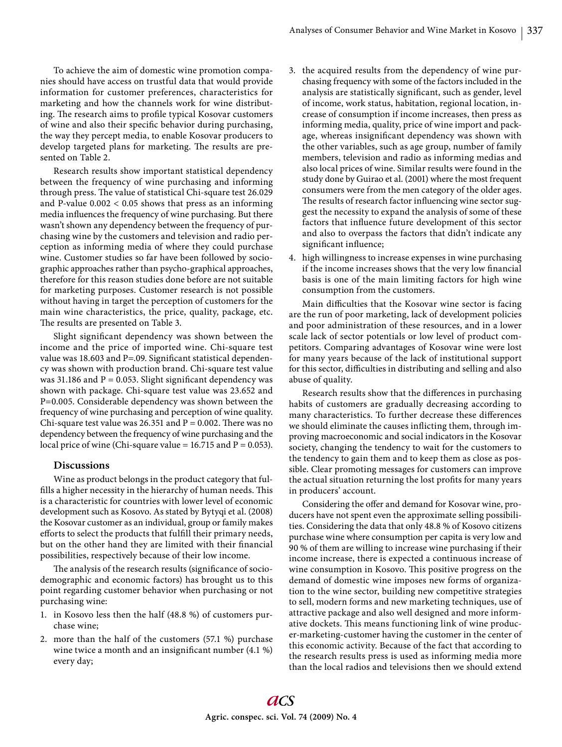To achieve the aim of domestic wine promotion companies should have access on trustful data that would provide information for customer preferences, characteristics for marketing and how the channels work for wine distributing. The research aims to profile typical Kosovar customers of wine and also their specific behavior during purchasing, the way they percept media, to enable Kosovar producers to develop targeted plans for marketing. The results are presented on Table 2.

Research results show important statistical dependency between the frequency of wine purchasing and informing through press. The value of statistical Chi-square test 26.029 and P-value $0.002 < 0.05$ shows that press as an informing media influences the frequency of wine purchasing. But there wasn't shown any dependency between the frequency of purchasing wine by the customers and television and radio perception as informing media of where they could purchase wine. Customer studies so far have been followed by sociographic approaches rather than psycho-graphical approaches, therefore for this reason studies done before are not suitable for marketing purposes. Customer research is not possible without having in target the perception of customers for the main wine characteristics, the price, quality, package, etc. The results are presented on Table 3.

Slight significant dependency was shown between the income and the price of imported wine. Chi-square test value was 18.603 and P=.09. Significant statistical dependency was shown with production brand. Chi-square test value was 31.186 and P = 0.053. Slight significant dependency was shown with package. Chi-square test value was 23.652 and P=0.005. Considerable dependency was shown between the frequency of wine purchasing and perception of wine quality. Chi-square test value was 26.351 and P = 0.002. There was no dependency between the frequency of wine purchasing and the local price of wine (Chi-square value = 16.715 and P = 0.053).

## Discussions

Wine as product belongs in the product category that fulfills a higher necessity in the hierarchy of human needs. This is a characteristic for countries with lower level of economic development such as Kosovo. As stated by Bytyqi et al. (2008) the Kosovar customer as an individual, group or family makes efforts to select the products that fulfill their primary needs, but on the other hand they are limited with their financial possibilities, respectively because of their low income.

The analysis of the research results (significance of sociodemographic and economic factors) has brought us to this point regarding customer behavior when purchasing or not purchasing wine:

1. in Kosovo less then the half (48.8 %) of customers purchase wine;
2. more than the half of the customers (57.1 %) purchase wine twice a month and an insignificant number (4.1 %) every day;
3. the acquired results from the dependency of wine purchasing frequency with some of the factors included in the analysis are statistically significant, such as gender, level of income, work status, habitation, regional location, increase of consumption if income increases, then press as informing media, quality, price of wine import and package, whereas insignificant dependency was shown with the other variables, such as age group, number of family members, television and radio as informing medias and also local prices of wine. Similar results were found in the study done by Guirao et al. (2001) where the most frequent consumers were from the men category of the older ages. The results of research factor influencing wine sector suggest the necessity to expand the analysis of some of these factors that influence future development of this sector and also to overpass the factors that didn't indicate any significant influence;
4. high willingness to increase expenses in wine purchasing if the income increases shows that the very low financial basis is one of the main limiting factors for high wine consumption from the customers.

Main difficulties that the Kosovar wine sector is facing are the run of poor marketing, lack of development policies and poor administration of these resources, and in a lower scale lack of sector potentials or low level of product competitors. Comparing advantages of Kosovar wine were lost for many years because of the lack of institutional support for this sector, difficulties in distributing and selling and also abuse of quality.

Research results show that the differences in purchasing habits of customers are gradually decreasing according to many characteristics. To further decrease these differences we should eliminate the causes inflicting them, through improving macroeconomic and social indicators in the Kosovar society, changing the tendency to wait for the customers to the tendency to gain them and to keep them as close as possible. Clear promoting messages for customers can improve the actual situation returning the lost profits for many years in producers' account.

Considering the offer and demand for Kosovar wine, producers have not spent even the approximate selling possibilities. Considering the data that only 48.8 % of Kosovo citizens purchase wine where consumption per capita is very low and 90 % of them are willing to increase wine purchasing if their income increase, there is expected a continuous increase of wine consumption in Kosovo. This positive progress on the demand of domestic wine imposes new forms of organization to the wine sector, building new competitive strategies to sell, modern forms and new marketing techniques, use of attractive package and also well designed and more informative dockets. This means functioning link of wine producer-marketing-customer having the customer in the center of this economic activity. Because of the fact that according to the research results press is used as informing media more than the local radios and televisions then we should extend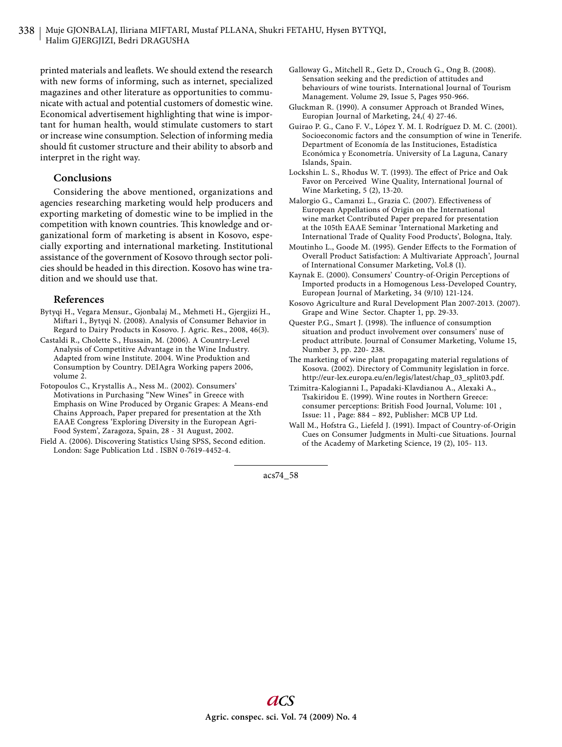printed materials and leaflets. We should extend the research with new forms of informing, such as internet, specialized magazines and other literature as opportunities to communicate with actual and potential customers of domestic wine. Economical advertisement highlighting that wine is important for human health, would stimulate customers to start or increase wine consumption. Selection of informing media should fit customer structure and their ability to absorb and interpret in the right way.

## Conclusions

Considering the above mentioned, organizations and agencies researching marketing would help producers and exporting marketing of domestic wine to be implied in the competition with known countries. This knowledge and organizational form of marketing is absent in Kosovo, especially exporting and international marketing. Institutional assistance of the government of Kosovo through sector policies should be headed in this direction. Kosovo has wine tradition and we should use that.

## References

Bytyqi H., Vegara Mensur., Gjonbalaj M., Mehmeti H., Gjergjizi H., Miftari I., Bytyqi N. (2008). Analysis of Consumer Behavior in Regard to Dairy Products in Kosovo. J. Agric. Res., 2008, 46(3).

Castaldi R., Cholette S., Hussain, M. (2006). A Country-Level Analysis of Competitive Advantage in the Wine Industry. Adapted from wine Institute. 2004. Wine Produktion and Consumption by Country. DEIAgra Working papers 2006, volume 2.

Fotopoulos C., Krystallis A., Ness M.. (2002). Consumers' Motivations in Purchasing "New Wines" in Greece with Emphasis on Wine Produced by Organic Grapes: A Means-end Chains Approach, Paper prepared for presentation at the Xth EAAE Congress 'Exploring Diversity in the European Agri-Food System', Zaragoza, Spain, 28 - 31 August, 2002.

Field A. (2006). Discovering Statistics Using SPSS, Second edition. London: Sage Publication Ltd . ISBN 0-7619-4452-4.

Galloway G., Mitchell R., Getz D., Crouch G., Ong B. (2008). Sensation seeking and the prediction of attitudes and behaviours of wine tourists. International Journal of Tourism Management. Volume 29, Issue 5, Pages 950-966.

Gluckman R. (1990). A consumer Approach ot Branded Wines, Europian Journal of Marketing, 24,( 4) 27-46.

Guirao P. G., Cano F. V., López Y. M. I. Rodríguez D. M. C. (2001). Socioeconomic factors and the consumption of wine in Tenerife. Department of Economía de las Instituciones, Estadística Económica y Econometría. University of La Laguna, Canary Islands, Spain.

Lockshin L. S., Rhodus W. T. (1993). The effect of Price and Oak Favor on Perceived Wine Quality, International Journal of Wine Marketing, 5 (2), 13-20.

Malorgio G., Camanzi L., Grazia C. (2007). Effectiveness of European Appellations of Origin on the International wine market Contributed Paper prepared for presentation at the 105th EAAE Seminar 'International Marketing and International Trade of Quality Food Products', Bologna, Italy.

Moutinho L., Goode M. (1995). Gender Effects to the Formation of Overall Product Satisfaction: A Multivariate Approach', Journal of International Consumer Marketing, Vol.8 (1).

Kaynak E. (2000). Consumers' Country-of-Origin Perceptions of Imported products in a Homogenous Less-Developed Country, European Journal of Marketing, 34 (9/10) 121-124.

Kosovo Agriculture and Rural Development Plan 2007-2013. (2007). Grape and Wine Sector. Chapter 1, pp. 29-33.

Quester P.G., Smart J. (1998). The influence of consumption situation and product involvement over consumers' nuse of product attribute. Journal of Consumer Marketing, Volume 15, Number 3, pp. 220- 238.

The marketing of wine plant propagating material regulations of Kosova. (2002). Directory of Community legislation in force. http://eur-lex.europa.eu/en/legis/latest/chap_03_split03.pdf.

Tzimitra-Kalogianni I., Papadaki-Klavdianou A., Alexaki A., Tsakiridou E. (1999). Wine routes in Northern Greece: consumer perceptions: British Food Journal, Volume: 101 , Issue: 11 , Page: 884 – 892, Publisher: MCB UP Ltd.

Wall M., Hofstra G., Liefeld J. (1991). Impact of Country-of-Origin Cues on Consumer Judgments in Multi-cue Situations. Journal of the Academy of Marketing Science, 19 (2), 105- 113.

acs74_58